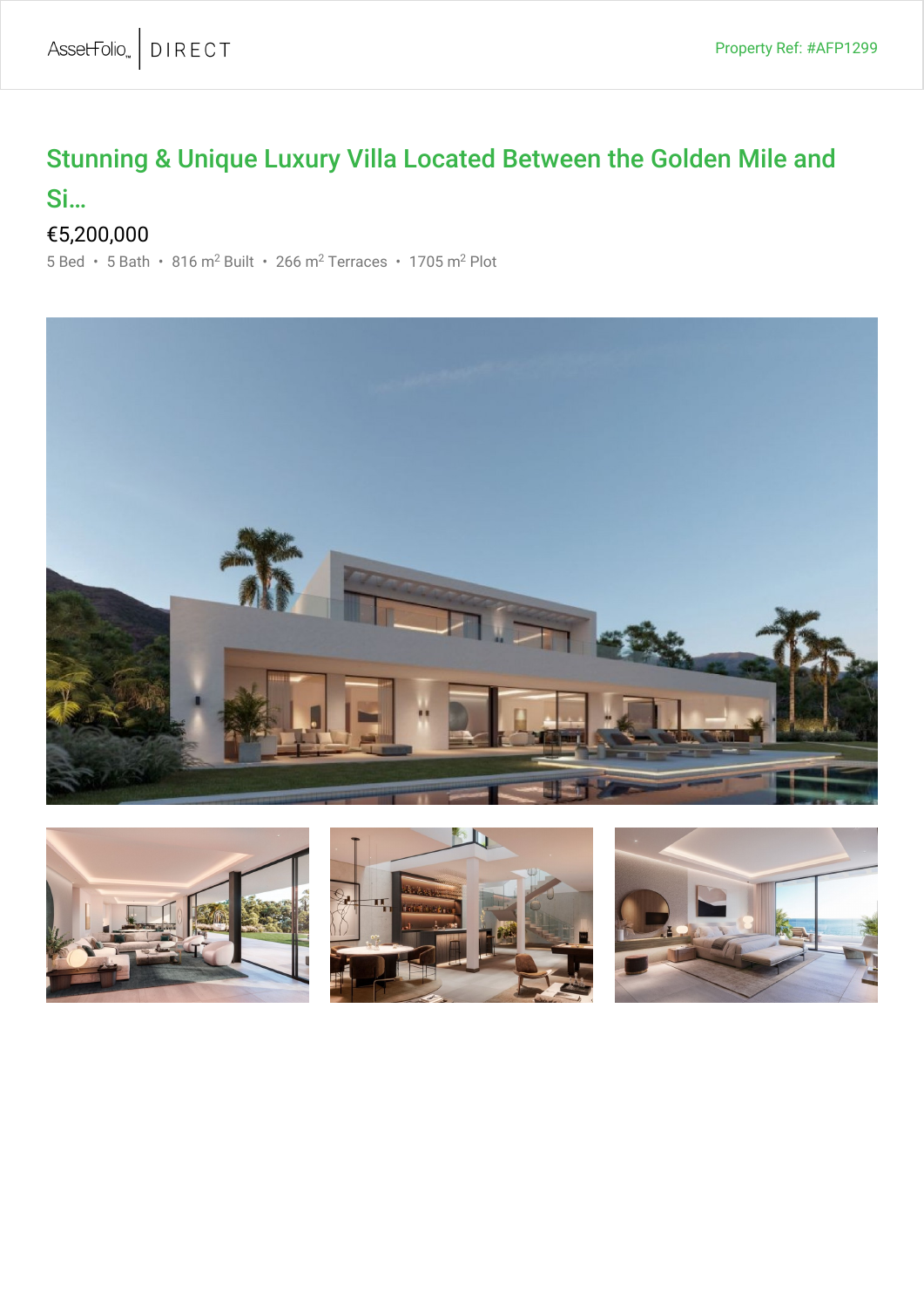Property Ref: #AFP1299

# Stunning & Unique Luxury Villa Located Between the Golden Mile and Si...

€5,200,000

5 Bed • 5 Bath • 816 m² Built • 266 m² Terraces • 1705 m² Plot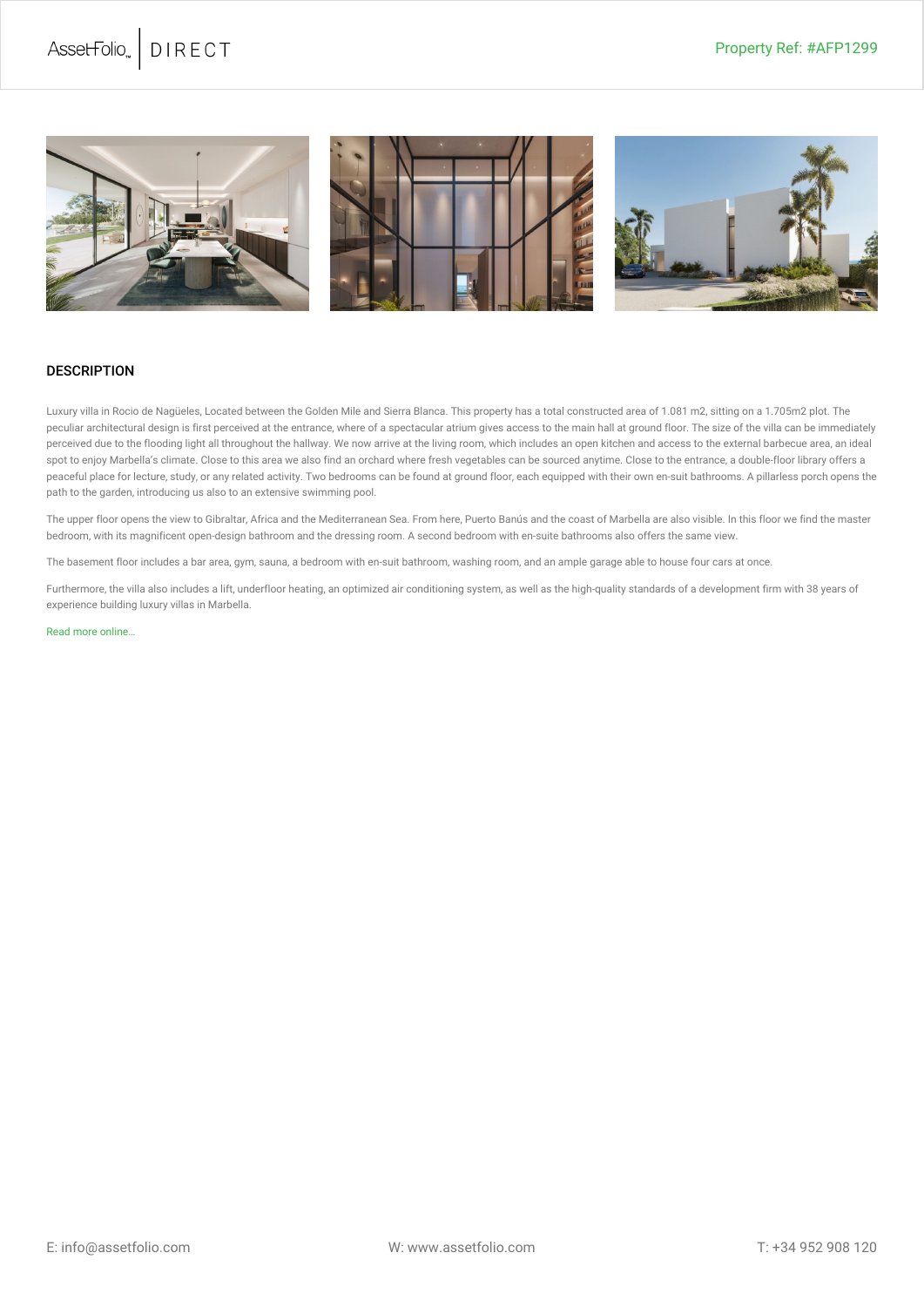Property Ref: #AFP1299

## DESCRIPTION

Luxury villa in Rocio de Nagüeles, Located between the Golden Mile and Sierra Blanca. This property has a total constructed area of 1.081 m2, sitting on a 1.705m2 plot. The peculiar architectural design is first perceived at the entrance, where of a spectacular atrium gives access to the main hall at ground floor. The size of the villa can be immediately perceived due to the flooding light all throughout the hallway. We now arrive at the living room, which includes an open kitchen and access to the external barbecue area, an ideal spot to enjoy Marbella's climate. Close to this area we also find an orchard where fresh vegetables can be sourced anytime. Close to the entrance, a double-floor library offers a peaceful place for lecture, study, or any related activity. Two bedrooms can be found at ground floor, each equipped with their own en-suit bathrooms. A pillarless porch opens the path to the garden, introducing us also to an extensive swimming pool.

The upper floor opens the view to Gibraltar, Africa and the Mediterranean Sea. From here, Puerto Banús and the coast of Marbella are also visible. In this floor we find the master bedroom, with its magnificent open-design bathroom and the dressing room. A second bedroom with en-suite bathrooms also offers the same view.

The basement floor includes a bar area, gym, sauna, a bedroom with en-suit bathroom, washing room, and an ample garage able to house four cars at once.

Furthermore, the villa also includes a lift, underfloor heating, an optimized air conditioning system, as well as the high-quality standards of a development firm with 38 years of experience building luxury villas in Marbella.

Read more online...

E: info@assetfolio.com W: www.assetfolio.com T: +34 952 908 120